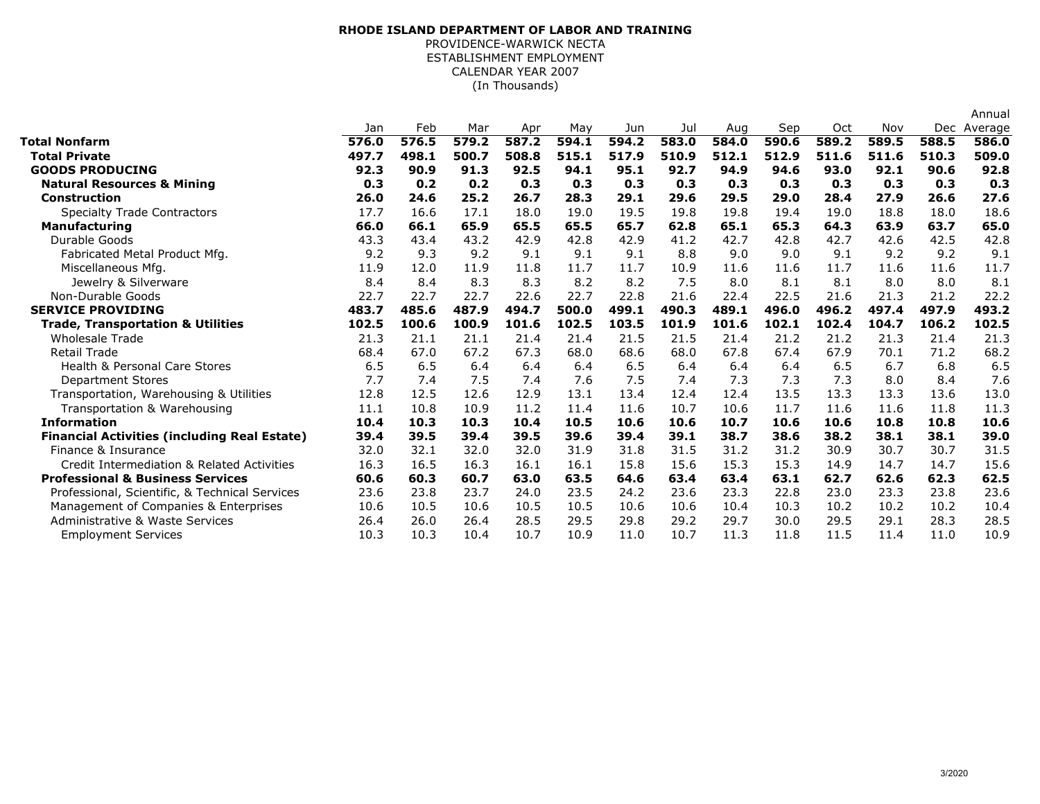**RHODE ISLAND DEPARTMENT OF LABOR AND TRAINING**
PROVIDENCE-WARWICK NECTA
ESTABLISHMENT EMPLOYMENT
CALENDAR YEAR 2007
(In Thousands)

| | Jan | Feb | Mar | Apr | May | Jun | Jul | Aug | Sep | Oct | Nov | Dec | Annual Average |
|---|---|---|---|---|---|---|---|---|---|---|---|---|---|
| **Total Nonfarm** | **576.0** | **576.5** | **579.2** | **587.2** | **594.1** | **594.2** | **583.0** | **584.0** | **590.6** | **589.2** | **589.5** | **588.5** | **586.0** |
| **Total Private** | **497.7** | **498.1** | **500.7** | **508.8** | **515.1** | **517.9** | **510.9** | **512.1** | **512.9** | **511.6** | **511.6** | **510.3** | **509.0** |
| **GOODS PRODUCING** | **92.3** | **90.9** | **91.3** | **92.5** | **94.1** | **95.1** | **92.7** | **94.9** | **94.6** | **93.0** | **92.1** | **90.6** | **92.8** |
| **Natural Resources & Mining** | **0.3** | **0.2** | **0.2** | **0.3** | **0.3** | **0.3** | **0.3** | **0.3** | **0.3** | **0.3** | **0.3** | **0.3** | **0.3** |
| **Construction** | **26.0** | **24.6** | **25.2** | **26.7** | **28.3** | **29.1** | **29.6** | **29.5** | **29.0** | **28.4** | **27.9** | **26.6** | **27.6** |
| Specialty Trade Contractors | 17.7 | 16.6 | 17.1 | 18.0 | 19.0 | 19.5 | 19.8 | 19.8 | 19.4 | 19.0 | 18.8 | 18.0 | 18.6 |
| **Manufacturing** | **66.0** | **66.1** | **65.9** | **65.5** | **65.5** | **65.7** | **62.8** | **65.1** | **65.3** | **64.3** | **63.9** | **63.7** | **65.0** |
| Durable Goods | 43.3 | 43.4 | 43.2 | 42.9 | 42.8 | 42.9 | 41.2 | 42.7 | 42.8 | 42.7 | 42.6 | 42.5 | 42.8 |
| Fabricated Metal Product Mfg. | 9.2 | 9.3 | 9.2 | 9.1 | 9.1 | 9.1 | 8.8 | 9.0 | 9.0 | 9.1 | 9.2 | 9.2 | 9.1 |
| Miscellaneous Mfg. | 11.9 | 12.0 | 11.9 | 11.8 | 11.7 | 11.7 | 10.9 | 11.6 | 11.6 | 11.7 | 11.6 | 11.6 | 11.7 |
| Jewelry & Silverware | 8.4 | 8.4 | 8.3 | 8.3 | 8.2 | 8.2 | 7.5 | 8.0 | 8.1 | 8.1 | 8.0 | 8.0 | 8.1 |
| Non-Durable Goods | 22.7 | 22.7 | 22.7 | 22.6 | 22.7 | 22.8 | 21.6 | 22.4 | 22.5 | 21.6 | 21.3 | 21.2 | 22.2 |
| **SERVICE PROVIDING** | **483.7** | **485.6** | **487.9** | **494.7** | **500.0** | **499.1** | **490.3** | **489.1** | **496.0** | **496.2** | **497.4** | **497.9** | **493.2** |
| **Trade, Transportation & Utilities** | **102.5** | **100.6** | **100.9** | **101.6** | **102.5** | **103.5** | **101.9** | **101.6** | **102.1** | **102.4** | **104.7** | **106.2** | **102.5** |
| Wholesale Trade | 21.3 | 21.1 | 21.1 | 21.4 | 21.4 | 21.5 | 21.5 | 21.4 | 21.2 | 21.2 | 21.3 | 21.4 | 21.3 |
| Retail Trade | 68.4 | 67.0 | 67.2 | 67.3 | 68.0 | 68.6 | 68.0 | 67.8 | 67.4 | 67.9 | 70.1 | 71.2 | 68.2 |
| Health & Personal Care Stores | 6.5 | 6.5 | 6.4 | 6.4 | 6.4 | 6.5 | 6.4 | 6.4 | 6.4 | 6.5 | 6.7 | 6.8 | 6.5 |
| Department Stores | 7.7 | 7.4 | 7.5 | 7.4 | 7.6 | 7.5 | 7.4 | 7.3 | 7.3 | 7.3 | 8.0 | 8.4 | 7.6 |
| Transportation, Warehousing & Utilities | 12.8 | 12.5 | 12.6 | 12.9 | 13.1 | 13.4 | 12.4 | 12.4 | 13.5 | 13.3 | 13.3 | 13.6 | 13.0 |
| Transportation & Warehousing | 11.1 | 10.8 | 10.9 | 11.2 | 11.4 | 11.6 | 10.7 | 10.6 | 11.7 | 11.6 | 11.6 | 11.8 | 11.3 |
| **Information** | **10.4** | **10.3** | **10.3** | **10.4** | **10.5** | **10.6** | **10.6** | **10.7** | **10.6** | **10.6** | **10.8** | **10.8** | **10.6** |
| **Financial Activities (including Real Estate)** | **39.4** | **39.5** | **39.4** | **39.5** | **39.6** | **39.4** | **39.1** | **38.7** | **38.6** | **38.2** | **38.1** | **38.1** | **39.0** |
| Finance & Insurance | 32.0 | 32.1 | 32.0 | 32.0 | 31.9 | 31.8 | 31.5 | 31.2 | 31.2 | 30.9 | 30.7 | 30.7 | 31.5 |
| Credit Intermediation & Related Activities | 16.3 | 16.5 | 16.3 | 16.1 | 16.1 | 15.8 | 15.6 | 15.3 | 15.3 | 14.9 | 14.7 | 14.7 | 15.6 |
| **Professional & Business Services** | **60.6** | **60.3** | **60.7** | **63.0** | **63.5** | **64.6** | **63.4** | **63.4** | **63.1** | **62.7** | **62.6** | **62.3** | **62.5** |
| Professional, Scientific, & Technical Services | 23.6 | 23.8 | 23.7 | 24.0 | 23.5 | 24.2 | 23.6 | 23.3 | 22.8 | 23.0 | 23.3 | 23.8 | 23.6 |
| Management of Companies & Enterprises | 10.6 | 10.5 | 10.6 | 10.5 | 10.5 | 10.6 | 10.6 | 10.4 | 10.3 | 10.2 | 10.2 | 10.2 | 10.4 |
| Administrative & Waste Services | 26.4 | 26.0 | 26.4 | 28.5 | 29.5 | 29.8 | 29.2 | 29.7 | 30.0 | 29.5 | 29.1 | 28.3 | 28.5 |
| Employment Services | 10.3 | 10.3 | 10.4 | 10.7 | 10.9 | 11.0 | 10.7 | 11.3 | 11.8 | 11.5 | 11.4 | 11.0 | 10.9 |

3/2020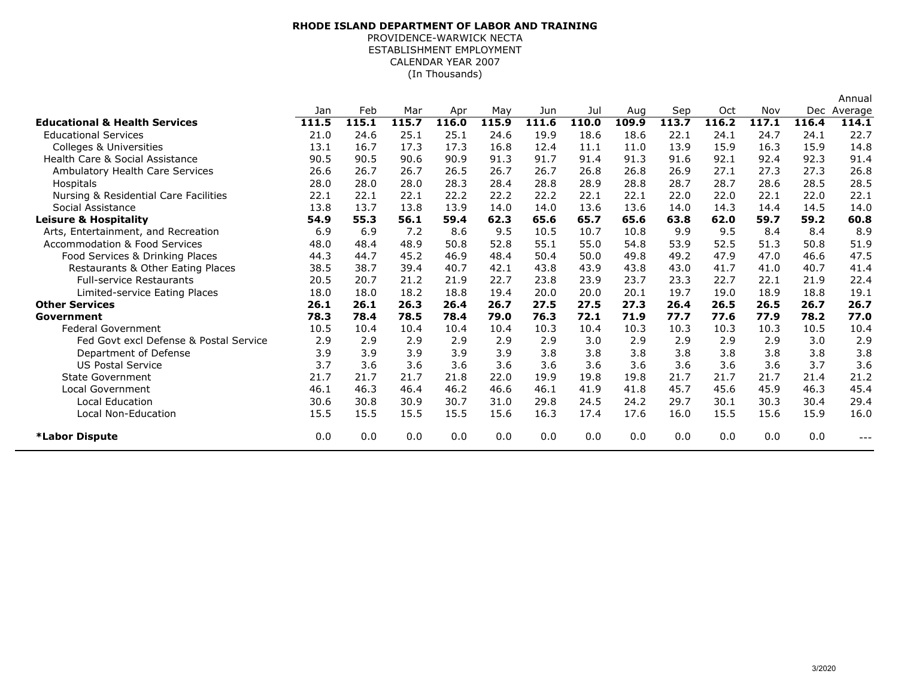**RHODE ISLAND DEPARTMENT OF LABOR AND TRAINING**
PROVIDENCE-WARWICK NECTA
ESTABLISHMENT EMPLOYMENT
CALENDAR YEAR 2007
(In Thousands)

| | Jan | Feb | Mar | Apr | May | Jun | Jul | Aug | Sep | Oct | Nov | Dec | Annual Average |
|---|---|---|---|---|---|---|---|---|---|---|---|---|---|
| **Educational & Health Services** | **111.5** | **115.1** | **115.7** | **116.0** | **115.9** | **111.6** | **110.0** | **109.9** | **113.7** | **116.2** | **117.1** | **116.4** | **114.1** |
| Educational Services | 21.0 | 24.6 | 25.1 | 25.1 | 24.6 | 19.9 | 18.6 | 18.6 | 22.1 | 24.1 | 24.7 | 24.1 | 22.7 |
| Colleges & Universities | 13.1 | 16.7 | 17.3 | 17.3 | 16.8 | 12.4 | 11.1 | 11.0 | 13.9 | 15.9 | 16.3 | 15.9 | 14.8 |
| Health Care & Social Assistance | 90.5 | 90.5 | 90.6 | 90.9 | 91.3 | 91.7 | 91.4 | 91.3 | 91.6 | 92.1 | 92.4 | 92.3 | 91.4 |
| Ambulatory Health Care Services | 26.6 | 26.7 | 26.7 | 26.5 | 26.7 | 26.7 | 26.8 | 26.8 | 26.9 | 27.1 | 27.3 | 27.3 | 26.8 |
| Hospitals | 28.0 | 28.0 | 28.0 | 28.3 | 28.4 | 28.8 | 28.9 | 28.8 | 28.7 | 28.7 | 28.6 | 28.5 | 28.5 |
| Nursing & Residential Care Facilities | 22.1 | 22.1 | 22.1 | 22.2 | 22.2 | 22.2 | 22.1 | 22.1 | 22.0 | 22.0 | 22.1 | 22.0 | 22.1 |
| Social Assistance | 13.8 | 13.7 | 13.8 | 13.9 | 14.0 | 14.0 | 13.6 | 13.6 | 14.0 | 14.3 | 14.4 | 14.5 | 14.0 |
| **Leisure & Hospitality** | **54.9** | **55.3** | **56.1** | **59.4** | **62.3** | **65.6** | **65.7** | **65.6** | **63.8** | **62.0** | **59.7** | **59.2** | **60.8** |
| Arts, Entertainment, and Recreation | 6.9 | 6.9 | 7.2 | 8.6 | 9.5 | 10.5 | 10.7 | 10.8 | 9.9 | 9.5 | 8.4 | 8.4 | 8.9 |
| Accommodation & Food Services | 48.0 | 48.4 | 48.9 | 50.8 | 52.8 | 55.1 | 55.0 | 54.8 | 53.9 | 52.5 | 51.3 | 50.8 | 51.9 |
| Food Services & Drinking Places | 44.3 | 44.7 | 45.2 | 46.9 | 48.4 | 50.4 | 50.0 | 49.8 | 49.2 | 47.9 | 47.0 | 46.6 | 47.5 |
| Restaurants & Other Eating Places | 38.5 | 38.7 | 39.4 | 40.7 | 42.1 | 43.8 | 43.9 | 43.8 | 43.0 | 41.7 | 41.0 | 40.7 | 41.4 |
| Full-service Restaurants | 20.5 | 20.7 | 21.2 | 21.9 | 22.7 | 23.8 | 23.9 | 23.7 | 23.3 | 22.7 | 22.1 | 21.9 | 22.4 |
| Limited-service Eating Places | 18.0 | 18.0 | 18.2 | 18.8 | 19.4 | 20.0 | 20.0 | 20.1 | 19.7 | 19.0 | 18.9 | 18.8 | 19.1 |
| **Other Services** | **26.1** | **26.1** | **26.3** | **26.4** | **26.7** | **27.5** | **27.5** | **27.3** | **26.4** | **26.5** | **26.5** | **26.7** | **26.7** |
| **Government** | **78.3** | **78.4** | **78.5** | **78.4** | **79.0** | **76.3** | **72.1** | **71.9** | **77.7** | **77.6** | **77.9** | **78.2** | **77.0** |
| Federal Government | 10.5 | 10.4 | 10.4 | 10.4 | 10.4 | 10.3 | 10.4 | 10.3 | 10.3 | 10.3 | 10.3 | 10.5 | 10.4 |
| Fed Govt excl Defense & Postal Service | 2.9 | 2.9 | 2.9 | 2.9 | 2.9 | 2.9 | 3.0 | 2.9 | 2.9 | 2.9 | 2.9 | 3.0 | 2.9 |
| Department of Defense | 3.9 | 3.9 | 3.9 | 3.9 | 3.9 | 3.8 | 3.8 | 3.8 | 3.8 | 3.8 | 3.8 | 3.8 | 3.8 |
| US Postal Service | 3.7 | 3.6 | 3.6 | 3.6 | 3.6 | 3.6 | 3.6 | 3.6 | 3.6 | 3.6 | 3.6 | 3.7 | 3.6 |
| State Government | 21.7 | 21.7 | 21.7 | 21.8 | 22.0 | 19.9 | 19.8 | 19.8 | 21.7 | 21.7 | 21.7 | 21.4 | 21.2 |
| Local Government | 46.1 | 46.3 | 46.4 | 46.2 | 46.6 | 46.1 | 41.9 | 41.8 | 45.7 | 45.6 | 45.9 | 46.3 | 45.4 |
| Local Education | 30.6 | 30.8 | 30.9 | 30.7 | 31.0 | 29.8 | 24.5 | 24.2 | 29.7 | 30.1 | 30.3 | 30.4 | 29.4 |
| Local Non-Education | 15.5 | 15.5 | 15.5 | 15.5 | 15.6 | 16.3 | 17.4 | 17.6 | 16.0 | 15.5 | 15.6 | 15.9 | 16.0 |
| **\*Labor Dispute** | 0.0 | 0.0 | 0.0 | 0.0 | 0.0 | 0.0 | 0.0 | 0.0 | 0.0 | 0.0 | 0.0 | 0.0 | --- |

3/2020